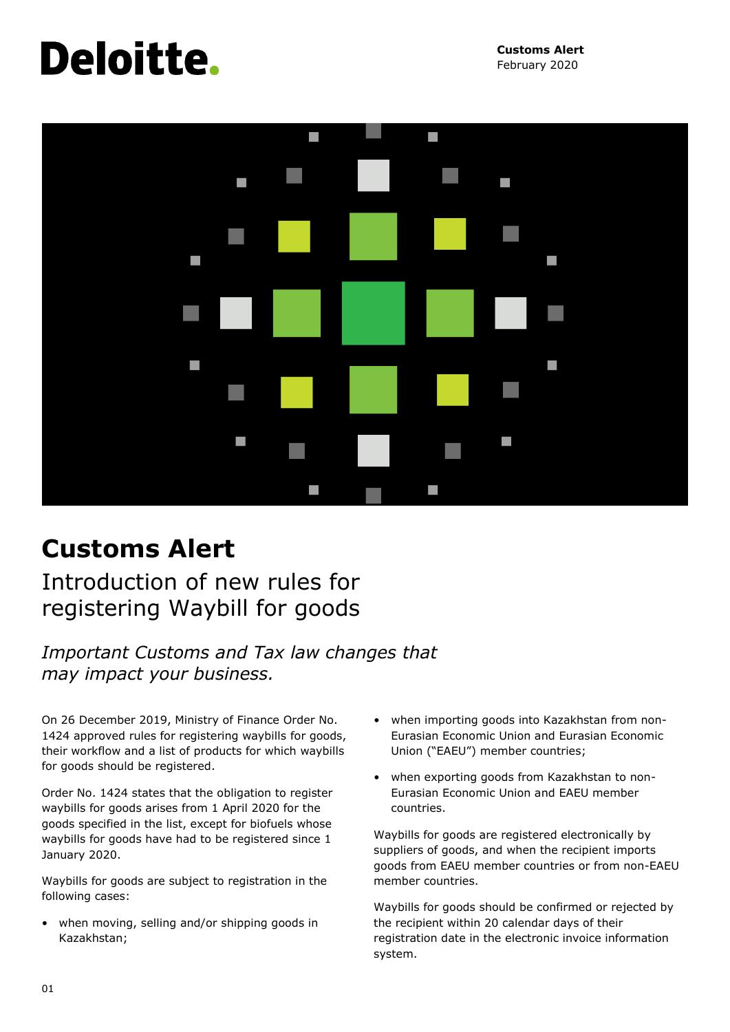# Customs Alert

## Introduction of new rules for registering Waybill for goods

*Important Customs and Tax law changes that may impact your business.*

On 26 December 2019, Ministry of Finance Order No. 1424 approved rules for registering waybills for goods, their workflow and a list of products for which waybills for goods should be registered.

Order No. 1424 states that the obligation to register waybills for goods arises from 1 April 2020 for the goods specified in the list, except for biofuels whose waybills for goods have had to be registered since 1 January 2020.

Waybills for goods are subject to registration in the following cases:

- when moving, selling and/or shipping goods in Kazakhstan;
- when importing goods into Kazakhstan from non-Eurasian Economic Union and Eurasian Economic Union ("EAEU") member countries;
- when exporting goods from Kazakhstan to non-Eurasian Economic Union and EAEU member countries.

Waybills for goods are registered electronically by suppliers of goods, and when the recipient imports goods from EAEU member countries or from non-EAEU member countries.

Waybills for goods should be confirmed or rejected by the recipient within 20 calendar days of their registration date in the electronic invoice information system.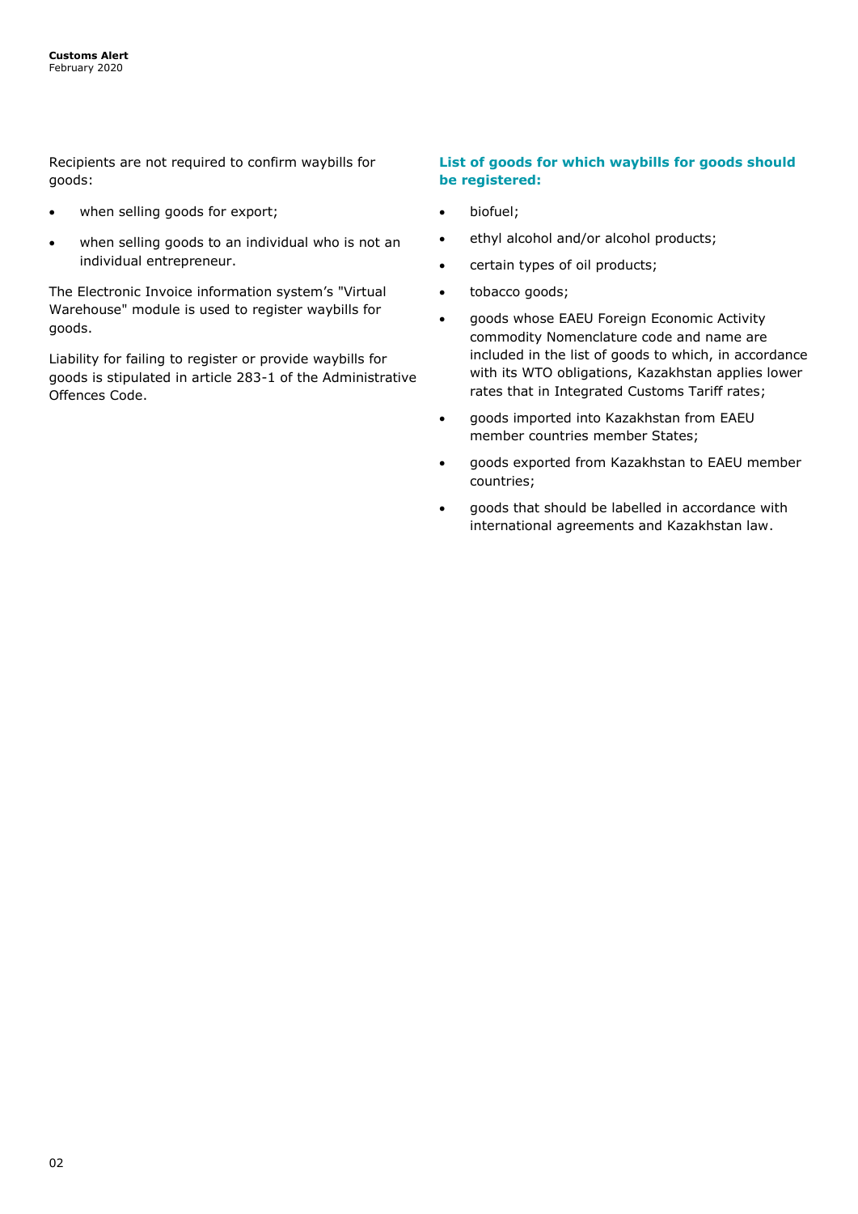Recipients are not required to confirm waybills for goods:

- when selling goods for export;
- when selling goods to an individual who is not an individual entrepreneur.

The Electronic Invoice information system's "Virtual Warehouse" module is used to register waybills for goods.

Liability for failing to register or provide waybills for goods is stipulated in article 283-1 of the Administrative Offences Code.

### List of goods for which waybills for goods should be registered:

- biofuel;
- ethyl alcohol and/or alcohol products;
- certain types of oil products;
- tobacco goods;
- goods whose EAEU Foreign Economic Activity commodity Nomenclature code and name are included in the list of goods to which, in accordance with its WTO obligations, Kazakhstan applies lower rates that in Integrated Customs Tariff rates;
- goods imported into Kazakhstan from EAEU member countries member States;
- goods exported from Kazakhstan to EAEU member countries;
- goods that should be labelled in accordance with international agreements and Kazakhstan law.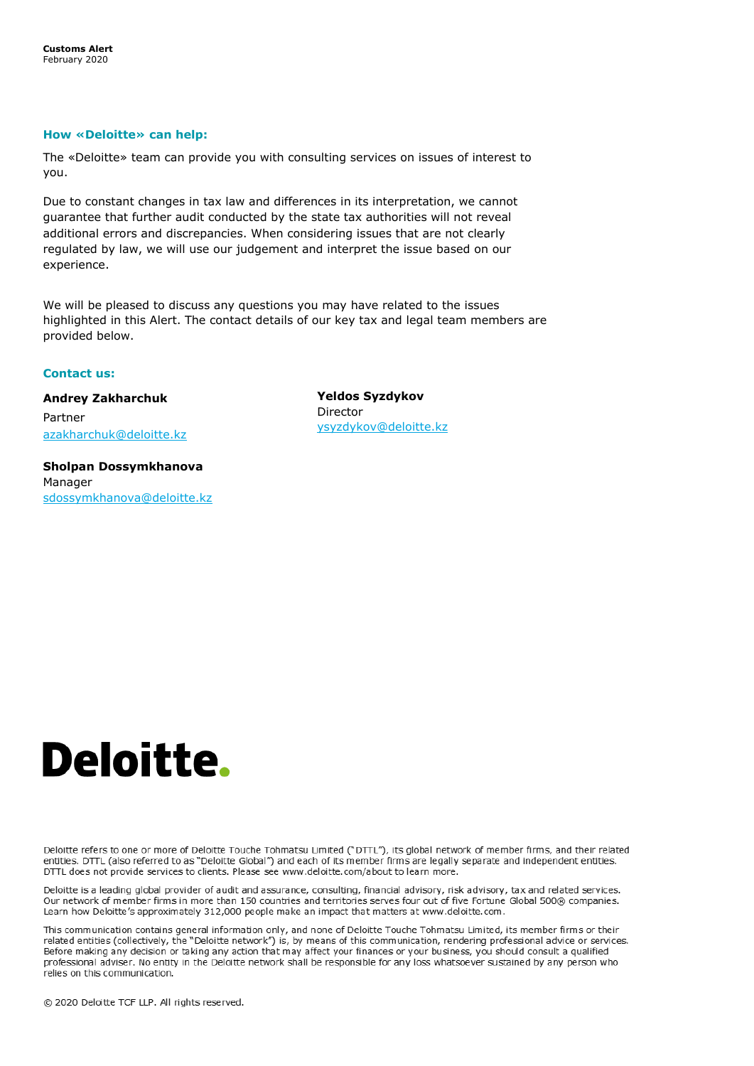## How «Deloitte» can help:

The «Deloitte» team can provide you with consulting services on issues of interest to you.

Due to constant changes in tax law and differences in its interpretation, we cannot guarantee that further audit conducted by the state tax authorities will not reveal additional errors and discrepancies. When considering issues that are not clearly regulated by law, we will use our judgement and interpret the issue based on our experience.

We will be pleased to discuss any questions you may have related to the issues highlighted in this Alert. The contact details of our key tax and legal team members are provided below.

## Contact us:

**Andrey Zakharchuk**
Partner
azakharchuk@deloitte.kz

**Sholpan Dossymkhanova**
Manager
sdossymkhanova@deloitte.kz

**Yeldos Syzdykov**
Director
ysyzdykov@deloitte.kz

**Deloitte.**

Deloitte refers to one or more of Deloitte Touche Tohmatsu Limited ("DTTL"), its global network of member firms, and their related entities. DTTL (also referred to as "Deloitte Global") and each of its member firms are legally separate and independent entities. DTTL does not provide services to clients. Please see www.deloitte.com/about to learn more.

Deloitte is a leading global provider of audit and assurance, consulting, financial advisory, risk advisory, tax and related services. Our network of member firms in more than 150 countries and territories serves four out of five Fortune Global 500® companies. Learn how Deloitte's approximately 312,000 people make an impact that matters at www.deloitte.com.

This communication contains general information only, and none of Deloitte Touche Tohmatsu Limited, its member firms or their related entities (collectively, the "Deloitte network") is, by means of this communication, rendering professional advice or services. Before making any decision or taking any action that may affect your finances or your business, you should consult a qualified professional adviser. No entity in the Deloitte network shall be responsible for any loss whatsoever sustained by any person who relies on this communication.

© 2020 Deloitte TCF LLP. All rights reserved.